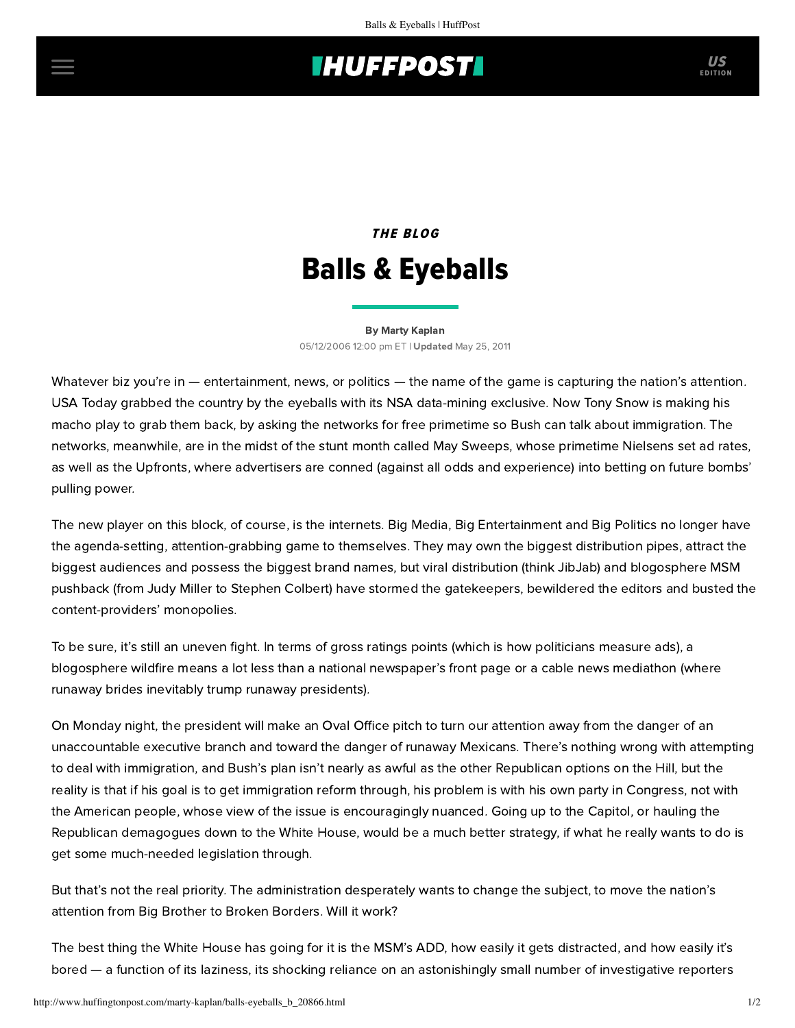*THE BLOG*

# Balls & Eyeballs

By Marty Kaplan

05/12/2006 12:00 pm ET | **Updated** May 25, 2011

Whatever biz you're in — entertainment, news, or politics — the name of the game is capturing the nation's attention. USA Today grabbed the country by the eyeballs with its NSA data-mining exclusive. Now Tony Snow is making his macho play to grab them back, by asking the networks for free primetime so Bush can talk about immigration. The networks, meanwhile, are in the midst of the stunt month called May Sweeps, whose primetime Nielsens set ad rates, as well as the Upfronts, where advertisers are conned (against all odds and experience) into betting on future bombs' pulling power.

The new player on this block, of course, is the internets. Big Media, Big Entertainment and Big Politics no longer have the agenda-setting, attention-grabbing game to themselves. They may own the biggest distribution pipes, attract the biggest audiences and possess the biggest brand names, but viral distribution (think JibJab) and blogosphere MSM pushback (from Judy Miller to Stephen Colbert) have stormed the gatekeepers, bewildered the editors and busted the content-providers' monopolies.

To be sure, it's still an uneven fight. In terms of gross ratings points (which is how politicians measure ads), a blogosphere wildfire means a lot less than a national newspaper's front page or a cable news mediathon (where runaway brides inevitably trump runaway presidents).

On Monday night, the president will make an Oval Office pitch to turn our attention away from the danger of an unaccountable executive branch and toward the danger of runaway Mexicans. There's nothing wrong with attempting to deal with immigration, and Bush's plan isn't nearly as awful as the other Republican options on the Hill, but the reality is that if his goal is to get immigration reform through, his problem is with his own party in Congress, not with the American people, whose view of the issue is encouragingly nuanced. Going up to the Capitol, or hauling the Republican demagogues down to the White House, would be a much better strategy, if what he really wants to do is get some much-needed legislation through.

But that's not the real priority. The administration desperately wants to change the subject, to move the nation's attention from Big Brother to Broken Borders. Will it work?

The best thing the White House has going for it is the MSM's ADD, how easily it gets distracted, and how easily it's bored — a function of its laziness, its shocking reliance on an astonishingly small number of investigative reporters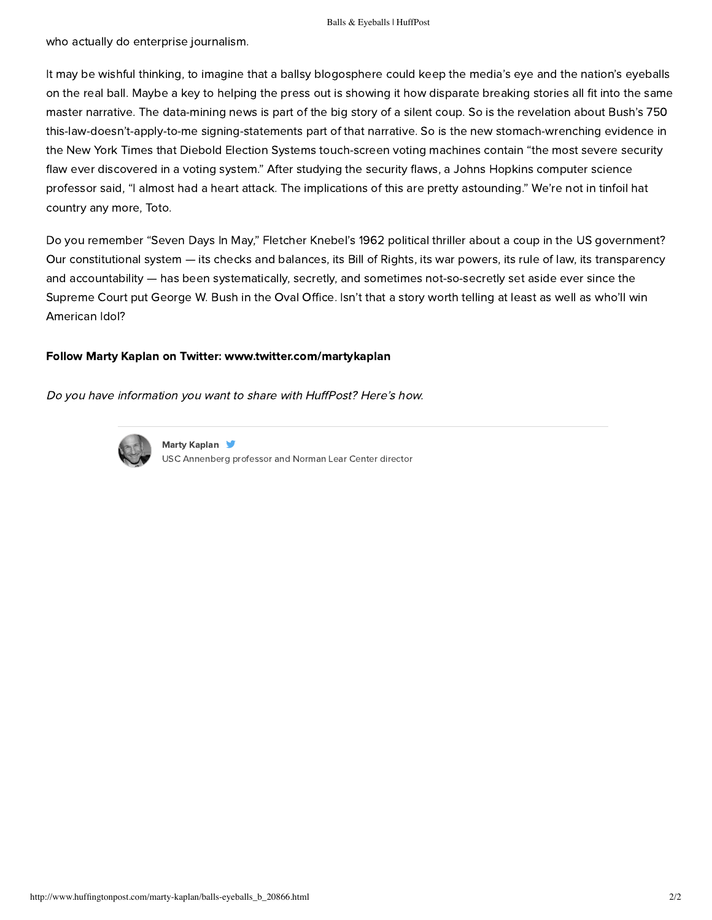who actually do enterprise journalism.

It may be wishful thinking, to imagine that a ballsy blogosphere could keep the media's eye and the nation's eyeballs on the real ball. Maybe a key to helping the press out is showing it how disparate breaking stories all fit into the same master narrative. The data-mining news is part of the big story of a silent coup. So is the revelation about Bush's 750 this-law-doesn't-apply-to-me signing-statements part of that narrative. So is the new stomach-wrenching evidence in the New York Times that Diebold Election Systems touch-screen voting machines contain "the most severe security flaw ever discovered in a voting system." After studying the security flaws, a Johns Hopkins computer science professor said, "I almost had a heart attack. The implications of this are pretty astounding." We're not in tinfoil hat country any more, Toto.

Do you remember "Seven Days In May," Fletcher Knebel's 1962 political thriller about a coup in the US government? Our constitutional system — its checks and balances, its Bill of Rights, its war powers, its rule of law, its transparency and accountability — has been systematically, secretly, and sometimes not-so-secretly set aside ever since the Supreme Court put George W. Bush in the Oval Office. Isn't that a story worth telling at least as well as who'll win American Idol?

**Follow Marty Kaplan on Twitter: www.twitter.com/martykaplan**

*Do you have information you want to share with HuffPost? Here's how.*

**Marty Kaplan**
USC Annenberg professor and Norman Lear Center director